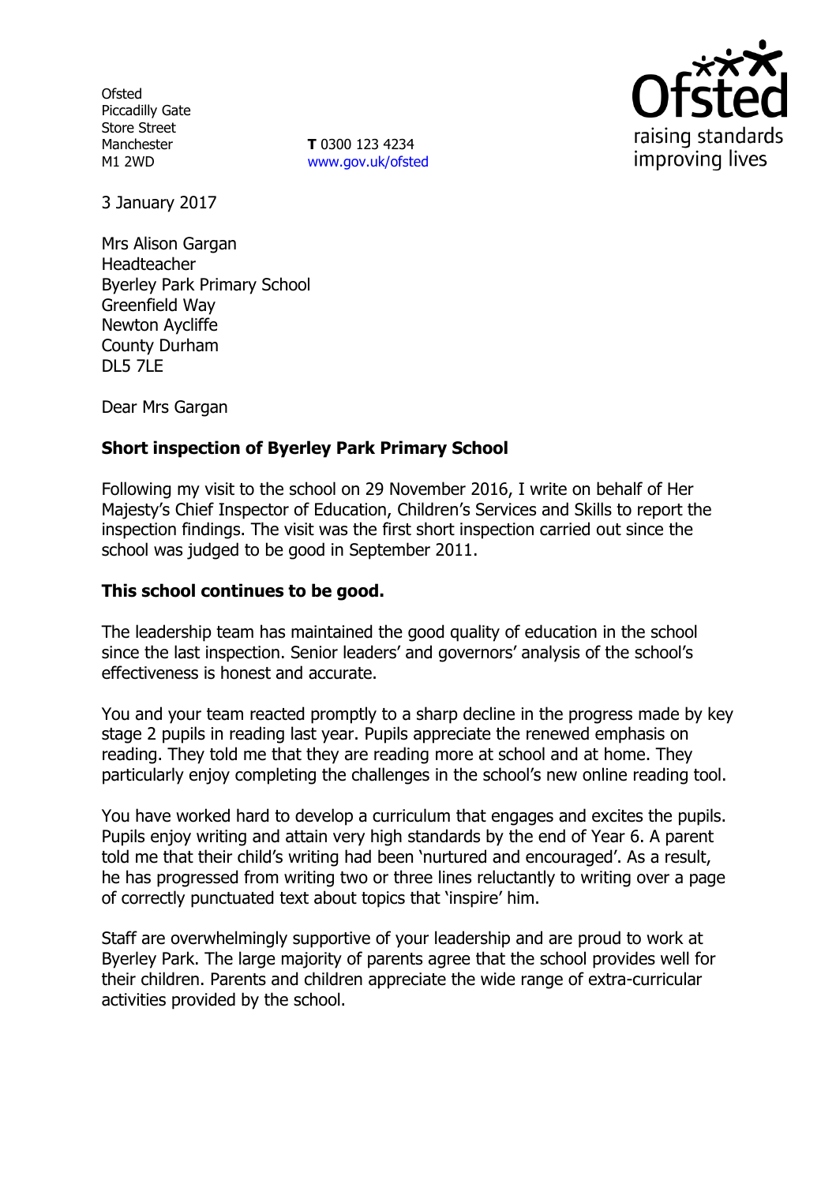Ofsted
Piccadilly Gate
Store Street
Manchester
M1 2WD

**T** 0300 123 4234
www.gov.uk/ofsted

3 January 2017

Mrs Alison Gargan
Headteacher
Byerley Park Primary School
Greenfield Way
Newton Aycliffe
County Durham
DL5 7LE

Dear Mrs Gargan

**Short inspection of Byerley Park Primary School**

Following my visit to the school on 29 November 2016, I write on behalf of Her Majesty's Chief Inspector of Education, Children's Services and Skills to report the inspection findings. The visit was the first short inspection carried out since the school was judged to be good in September 2011.

**This school continues to be good.**

The leadership team has maintained the good quality of education in the school since the last inspection. Senior leaders' and governors' analysis of the school's effectiveness is honest and accurate.

You and your team reacted promptly to a sharp decline in the progress made by key stage 2 pupils in reading last year. Pupils appreciate the renewed emphasis on reading. They told me that they are reading more at school and at home. They particularly enjoy completing the challenges in the school's new online reading tool.

You have worked hard to develop a curriculum that engages and excites the pupils. Pupils enjoy writing and attain very high standards by the end of Year 6. A parent told me that their child's writing had been 'nurtured and encouraged'. As a result, he has progressed from writing two or three lines reluctantly to writing over a page of correctly punctuated text about topics that 'inspire' him.

Staff are overwhelmingly supportive of your leadership and are proud to work at Byerley Park. The large majority of parents agree that the school provides well for their children. Parents and children appreciate the wide range of extra-curricular activities provided by the school.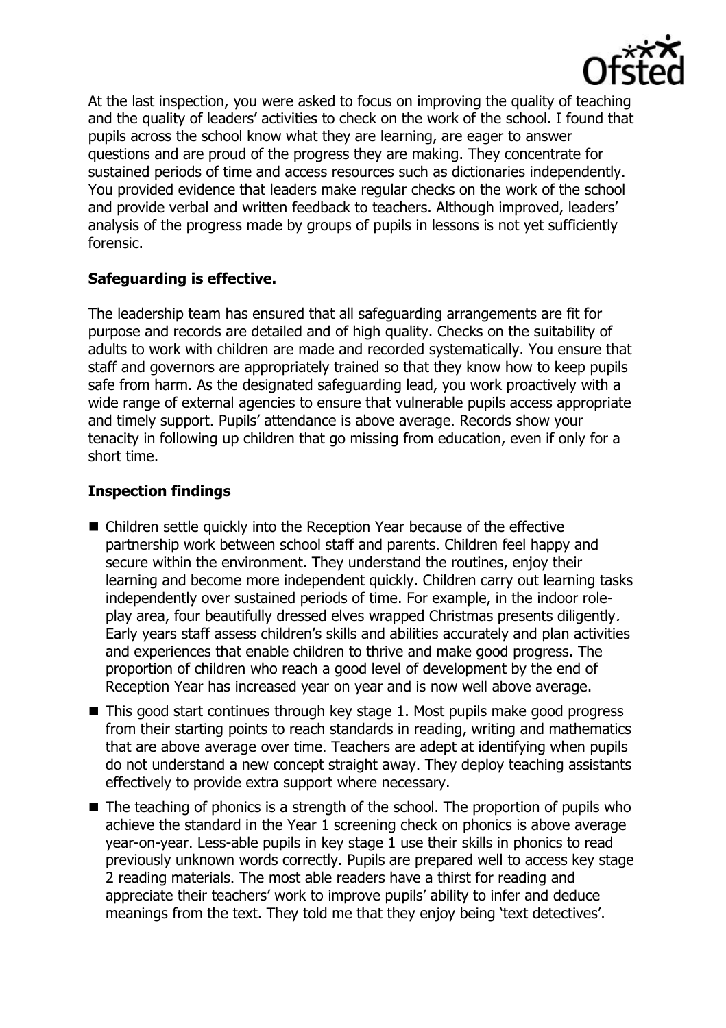At the last inspection, you were asked to focus on improving the quality of teaching and the quality of leaders' activities to check on the work of the school. I found that pupils across the school know what they are learning, are eager to answer questions and are proud of the progress they are making. They concentrate for sustained periods of time and access resources such as dictionaries independently. You provided evidence that leaders make regular checks on the work of the school and provide verbal and written feedback to teachers. Although improved, leaders' analysis of the progress made by groups of pupils in lessons is not yet sufficiently forensic.

**Safeguarding is effective.**

The leadership team has ensured that all safeguarding arrangements are fit for purpose and records are detailed and of high quality. Checks on the suitability of adults to work with children are made and recorded systematically. You ensure that staff and governors are appropriately trained so that they know how to keep pupils safe from harm. As the designated safeguarding lead, you work proactively with a wide range of external agencies to ensure that vulnerable pupils access appropriate and timely support. Pupils' attendance is above average. Records show your tenacity in following up children that go missing from education, even if only for a short time.

**Inspection findings**

- Children settle quickly into the Reception Year because of the effective partnership work between school staff and parents. Children feel happy and secure within the environment. They understand the routines, enjoy their learning and become more independent quickly. Children carry out learning tasks independently over sustained periods of time. For example, in the indoor role-play area, four beautifully dressed elves wrapped Christmas presents diligently. Early years staff assess children's skills and abilities accurately and plan activities and experiences that enable children to thrive and make good progress. The proportion of children who reach a good level of development by the end of Reception Year has increased year on year and is now well above average.
- This good start continues through key stage 1. Most pupils make good progress from their starting points to reach standards in reading, writing and mathematics that are above average over time. Teachers are adept at identifying when pupils do not understand a new concept straight away. They deploy teaching assistants effectively to provide extra support where necessary.
- The teaching of phonics is a strength of the school. The proportion of pupils who achieve the standard in the Year 1 screening check on phonics is above average year-on-year. Less-able pupils in key stage 1 use their skills in phonics to read previously unknown words correctly. Pupils are prepared well to access key stage 2 reading materials. The most able readers have a thirst for reading and appreciate their teachers' work to improve pupils' ability to infer and deduce meanings from the text. They told me that they enjoy being 'text detectives'.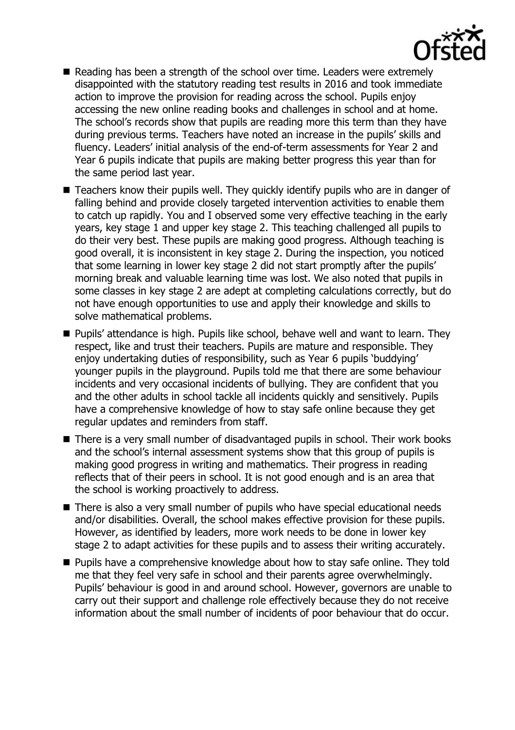- Reading has been a strength of the school over time. Leaders were extremely disappointed with the statutory reading test results in 2016 and took immediate action to improve the provision for reading across the school. Pupils enjoy accessing the new online reading books and challenges in school and at home. The school's records show that pupils are reading more this term than they have during previous terms. Teachers have noted an increase in the pupils' skills and fluency. Leaders' initial analysis of the end-of-term assessments for Year 2 and Year 6 pupils indicate that pupils are making better progress this year than for the same period last year.
- Teachers know their pupils well. They quickly identify pupils who are in danger of falling behind and provide closely targeted intervention activities to enable them to catch up rapidly. You and I observed some very effective teaching in the early years, key stage 1 and upper key stage 2. This teaching challenged all pupils to do their very best. These pupils are making good progress. Although teaching is good overall, it is inconsistent in key stage 2. During the inspection, you noticed that some learning in lower key stage 2 did not start promptly after the pupils' morning break and valuable learning time was lost. We also noted that pupils in some classes in key stage 2 are adept at completing calculations correctly, but do not have enough opportunities to use and apply their knowledge and skills to solve mathematical problems.
- Pupils' attendance is high. Pupils like school, behave well and want to learn. They respect, like and trust their teachers. Pupils are mature and responsible. They enjoy undertaking duties of responsibility, such as Year 6 pupils 'buddying' younger pupils in the playground. Pupils told me that there are some behaviour incidents and very occasional incidents of bullying. They are confident that you and the other adults in school tackle all incidents quickly and sensitively. Pupils have a comprehensive knowledge of how to stay safe online because they get regular updates and reminders from staff.
- There is a very small number of disadvantaged pupils in school. Their work books and the school's internal assessment systems show that this group of pupils is making good progress in writing and mathematics. Their progress in reading reflects that of their peers in school. It is not good enough and is an area that the school is working proactively to address.
- There is also a very small number of pupils who have special educational needs and/or disabilities. Overall, the school makes effective provision for these pupils. However, as identified by leaders, more work needs to be done in lower key stage 2 to adapt activities for these pupils and to assess their writing accurately.
- Pupils have a comprehensive knowledge about how to stay safe online. They told me that they feel very safe in school and their parents agree overwhelmingly. Pupils' behaviour is good in and around school. However, governors are unable to carry out their support and challenge role effectively because they do not receive information about the small number of incidents of poor behaviour that do occur.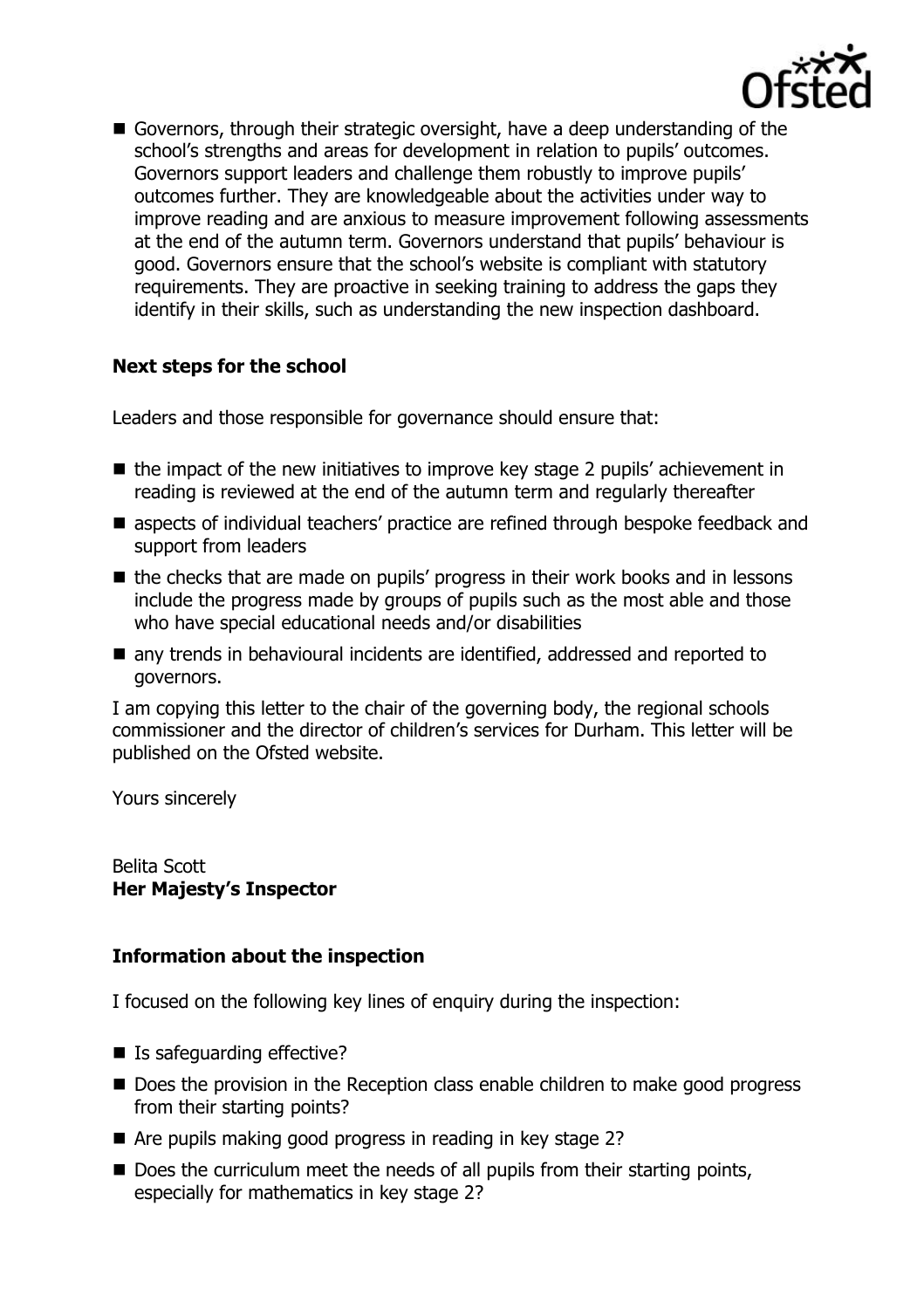- Governors, through their strategic oversight, have a deep understanding of the school's strengths and areas for development in relation to pupils' outcomes. Governors support leaders and challenge them robustly to improve pupils' outcomes further. They are knowledgeable about the activities under way to improve reading and are anxious to measure improvement following assessments at the end of the autumn term. Governors understand that pupils' behaviour is good. Governors ensure that the school's website is compliant with statutory requirements. They are proactive in seeking training to address the gaps they identify in their skills, such as understanding the new inspection dashboard.

### Next steps for the school

Leaders and those responsible for governance should ensure that:

- the impact of the new initiatives to improve key stage 2 pupils' achievement in reading is reviewed at the end of the autumn term and regularly thereafter
- aspects of individual teachers' practice are refined through bespoke feedback and support from leaders
- the checks that are made on pupils' progress in their work books and in lessons include the progress made by groups of pupils such as the most able and those who have special educational needs and/or disabilities
- any trends in behavioural incidents are identified, addressed and reported to governors.

I am copying this letter to the chair of the governing body, the regional schools commissioner and the director of children's services for Durham. This letter will be published on the Ofsted website.

Yours sincerely

Belita Scott
**Her Majesty's Inspector**

### Information about the inspection

I focused on the following key lines of enquiry during the inspection:

- Is safeguarding effective?
- Does the provision in the Reception class enable children to make good progress from their starting points?
- Are pupils making good progress in reading in key stage 2?
- Does the curriculum meet the needs of all pupils from their starting points, especially for mathematics in key stage 2?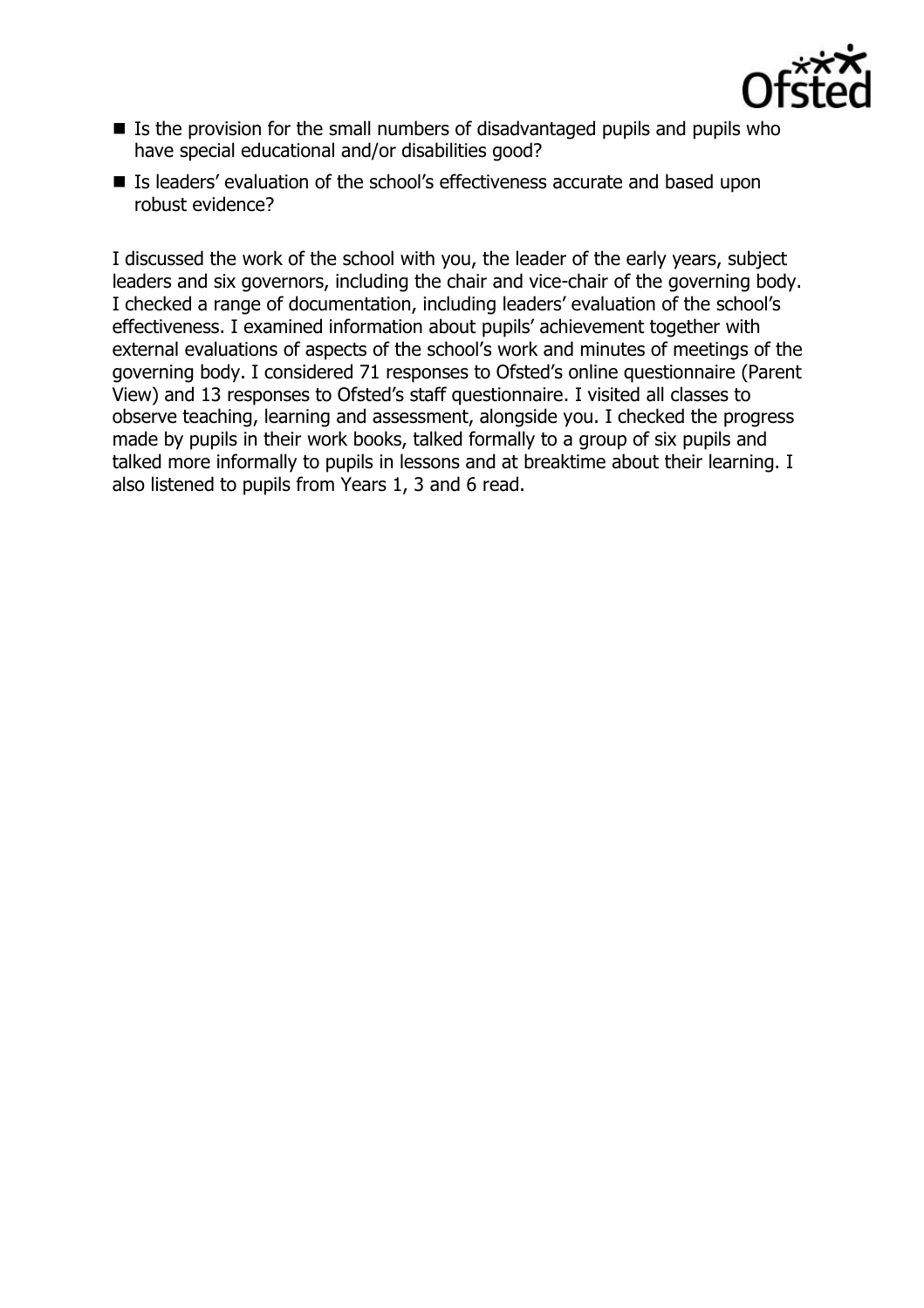- Is the provision for the small numbers of disadvantaged pupils and pupils who have special educational and/or disabilities good?
- Is leaders' evaluation of the school's effectiveness accurate and based upon robust evidence?

I discussed the work of the school with you, the leader of the early years, subject leaders and six governors, including the chair and vice-chair of the governing body. I checked a range of documentation, including leaders' evaluation of the school's effectiveness. I examined information about pupils' achievement together with external evaluations of aspects of the school's work and minutes of meetings of the governing body. I considered 71 responses to Ofsted's online questionnaire (Parent View) and 13 responses to Ofsted's staff questionnaire. I visited all classes to observe teaching, learning and assessment, alongside you. I checked the progress made by pupils in their work books, talked formally to a group of six pupils and talked more informally to pupils in lessons and at breaktime about their learning. I also listened to pupils from Years 1, 3 and 6 read.